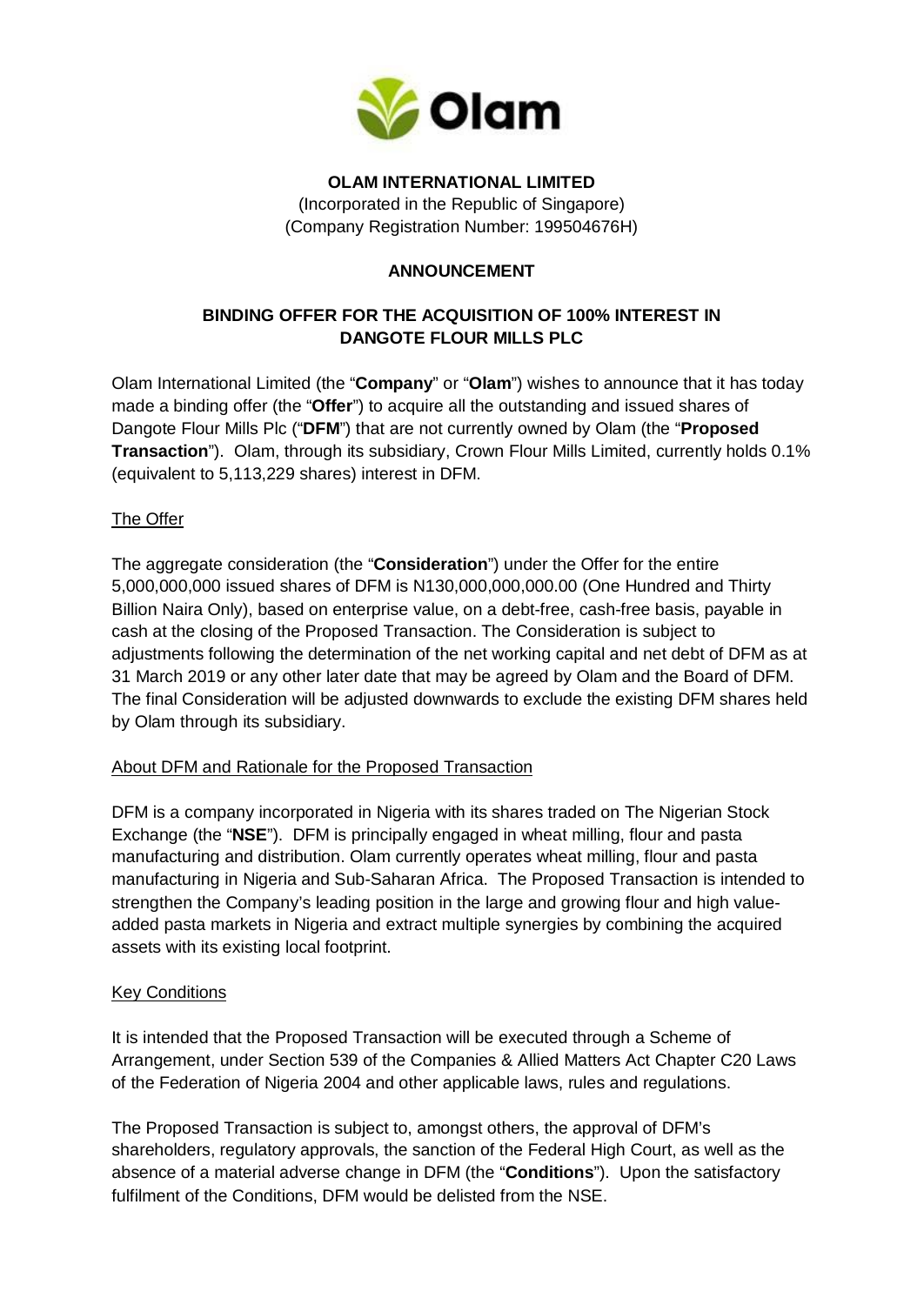**OLAM INTERNATIONAL LIMITED**
(Incorporated in the Republic of Singapore)
(Company Registration Number: 199504676H)

**ANNOUNCEMENT**

**BINDING OFFER FOR THE ACQUISITION OF 100% INTEREST IN DANGOTE FLOUR MILLS PLC**

Olam International Limited (the "**Company**" or "**Olam**") wishes to announce that it has today made a binding offer (the "**Offer**") to acquire all the outstanding and issued shares of Dangote Flour Mills Plc ("**DFM**") that are not currently owned by Olam (the "**Proposed Transaction**"). Olam, through its subsidiary, Crown Flour Mills Limited, currently holds 0.1% (equivalent to 5,113,229 shares) interest in DFM.

The Offer

The aggregate consideration (the "**Consideration**") under the Offer for the entire 5,000,000,000 issued shares of DFM is N130,000,000,000.00 (One Hundred and Thirty Billion Naira Only), based on enterprise value, on a debt-free, cash-free basis, payable in cash at the closing of the Proposed Transaction. The Consideration is subject to adjustments following the determination of the net working capital and net debt of DFM as at 31 March 2019 or any other later date that may be agreed by Olam and the Board of DFM. The final Consideration will be adjusted downwards to exclude the existing DFM shares held by Olam through its subsidiary.

About DFM and Rationale for the Proposed Transaction

DFM is a company incorporated in Nigeria with its shares traded on The Nigerian Stock Exchange (the "**NSE**"). DFM is principally engaged in wheat milling, flour and pasta manufacturing and distribution. Olam currently operates wheat milling, flour and pasta manufacturing in Nigeria and Sub-Saharan Africa. The Proposed Transaction is intended to strengthen the Company's leading position in the large and growing flour and high value-added pasta markets in Nigeria and extract multiple synergies by combining the acquired assets with its existing local footprint.

Key Conditions

It is intended that the Proposed Transaction will be executed through a Scheme of Arrangement, under Section 539 of the Companies & Allied Matters Act Chapter C20 Laws of the Federation of Nigeria 2004 and other applicable laws, rules and regulations.

The Proposed Transaction is subject to, amongst others, the approval of DFM's shareholders, regulatory approvals, the sanction of the Federal High Court, as well as the absence of a material adverse change in DFM (the "**Conditions**"). Upon the satisfactory fulfilment of the Conditions, DFM would be delisted from the NSE.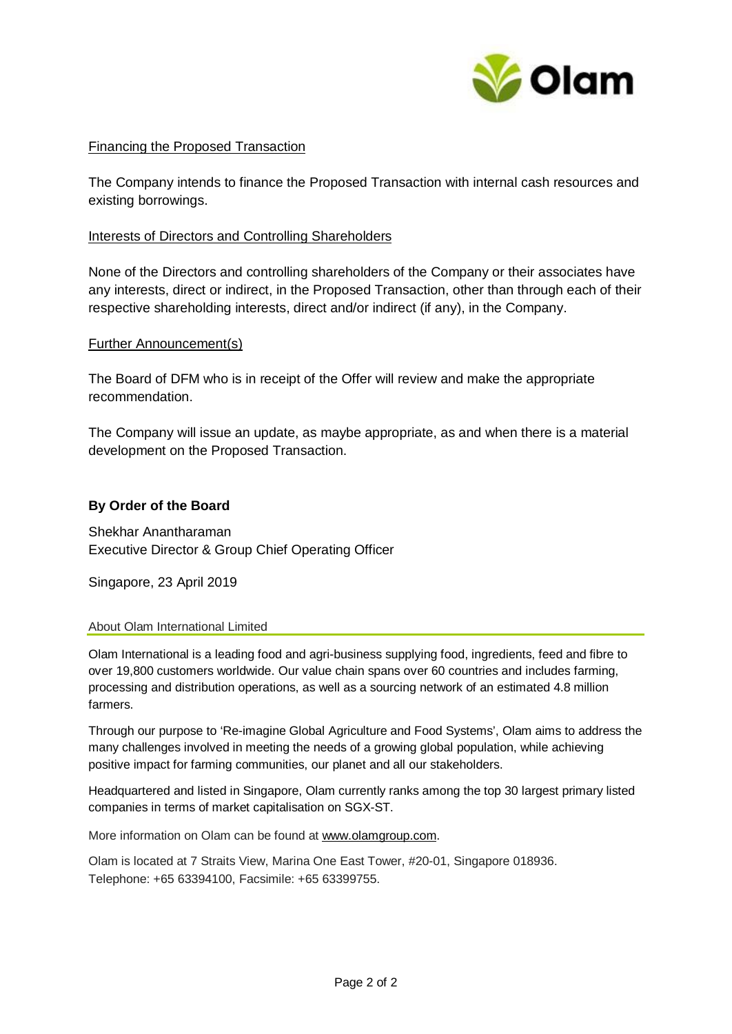Financing the Proposed Transaction

The Company intends to finance the Proposed Transaction with internal cash resources and existing borrowings.

Interests of Directors and Controlling Shareholders

None of the Directors and controlling shareholders of the Company or their associates have any interests, direct or indirect, in the Proposed Transaction, other than through each of their respective shareholding interests, direct and/or indirect (if any), in the Company.

Further Announcement(s)

The Board of DFM who is in receipt of the Offer will review and make the appropriate recommendation.

The Company will issue an update, as maybe appropriate, as and when there is a material development on the Proposed Transaction.

**By Order of the Board**

Shekhar Anantharaman
Executive Director & Group Chief Operating Officer

Singapore, 23 April 2019

About Olam International Limited

Olam International is a leading food and agri-business supplying food, ingredients, feed and fibre to over 19,800 customers worldwide. Our value chain spans over 60 countries and includes farming, processing and distribution operations, as well as a sourcing network of an estimated 4.8 million farmers.

Through our purpose to 'Re-imagine Global Agriculture and Food Systems', Olam aims to address the many challenges involved in meeting the needs of a growing global population, while achieving positive impact for farming communities, our planet and all our stakeholders.

Headquartered and listed in Singapore, Olam currently ranks among the top 30 largest primary listed companies in terms of market capitalisation on SGX-ST.

More information on Olam can be found at www.olamgroup.com.

Olam is located at 7 Straits View, Marina One East Tower, #20-01, Singapore 018936.
Telephone: +65 63394100, Facsimile: +65 63399755.